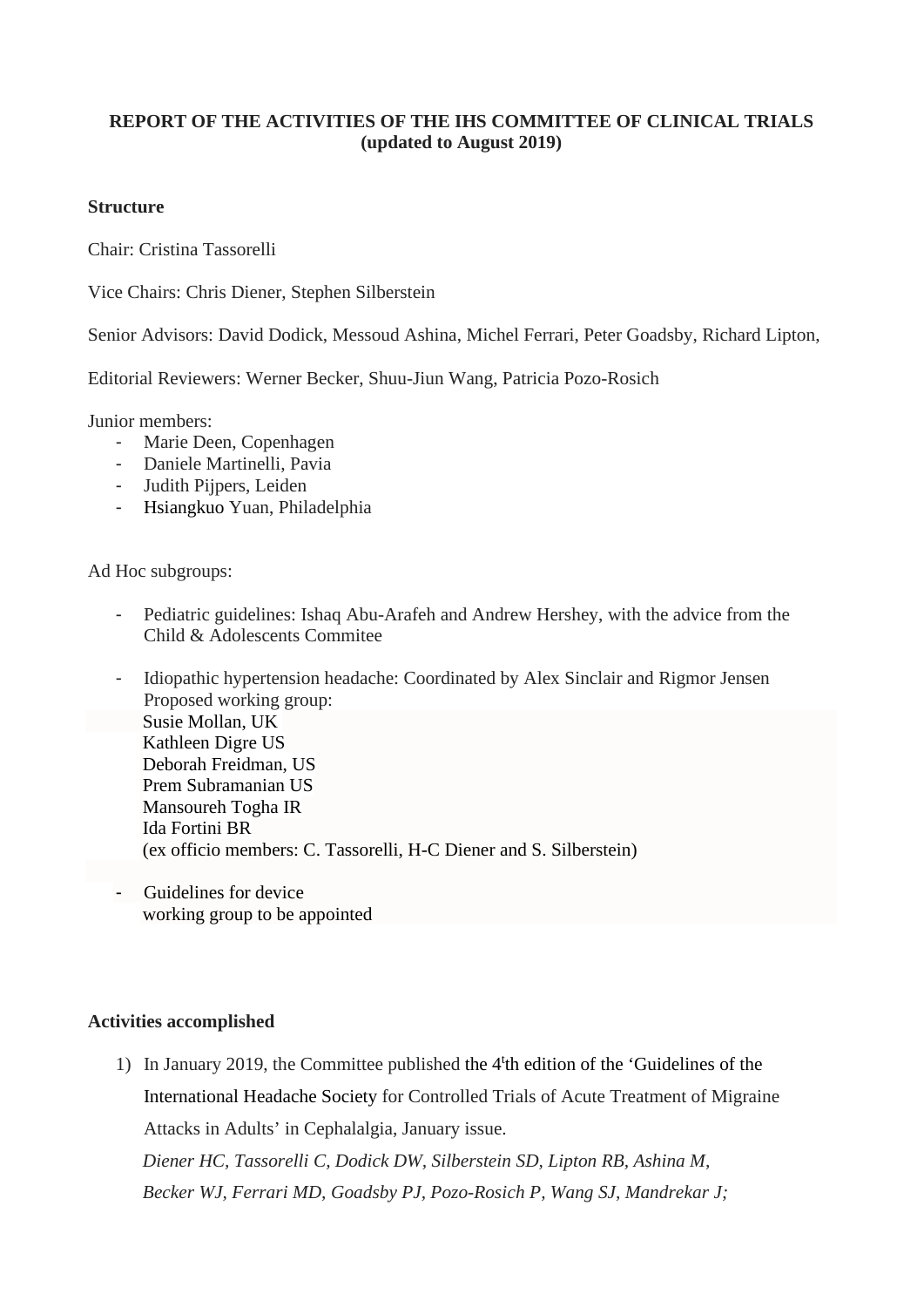**REPORT OF THE ACTIVITIES OF THE IHS COMMITTEE OF CLINICAL TRIALS (updated to August 2019)**

**Structure**

Chair: Cristina Tassorelli

Vice Chairs: Chris Diener, Stephen Silberstein

Senior Advisors: David Dodick, Messoud Ashina, Michel Ferrari, Peter Goadsby, Richard Lipton,

Editorial Reviewers: Werner Becker, Shuu-Jiun Wang, Patricia Pozo-Rosich

Junior members:

- Marie Deen, Copenhagen
- Daniele Martinelli, Pavia
- Judith Pijpers, Leiden
- Hsiangkuo Yuan, Philadelphia

Ad Hoc subgroups:

- Pediatric guidelines: Ishaq Abu-Arafeh and Andrew Hershey, with the advice from the Child & Adolescents Commitee

- Idiopathic hypertension headache: Coordinated by Alex Sinclair and Rigmor Jensen
  Proposed working group:
  Susie Mollan, UK
  Kathleen Digre US
  Deborah Freidman, US
  Prem Subramanian US
  Mansoureh Togha IR
  Ida Fortini BR
  (ex officio members: C. Tassorelli, H-C Diener and S. Silberstein)

- Guidelines for device
  working group to be appointed

**Activities accomplished**

1) In January 2019, the Committee published the 4th edition of the 'Guidelines of the International Headache Society for Controlled Trials of Acute Treatment of Migraine Attacks in Adults' in Cephalalgia, January issue.
   *Diener HC, Tassorelli C, Dodick DW, Silberstein SD, Lipton RB, Ashina M, Becker WJ, Ferrari MD, Goadsby PJ, Pozo-Rosich P, Wang SJ, Mandrekar J;*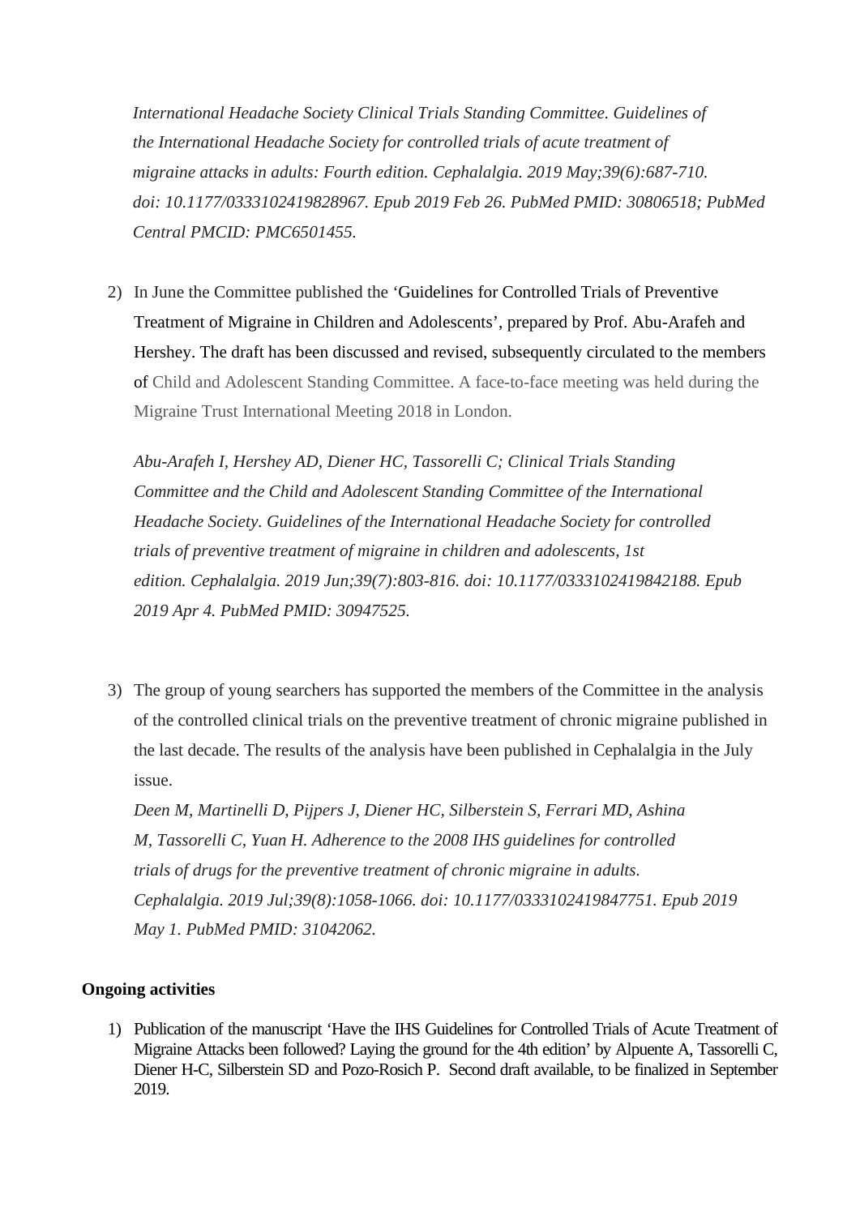*International Headache Society Clinical Trials Standing Committee. Guidelines of the International Headache Society for controlled trials of acute treatment of migraine attacks in adults: Fourth edition. Cephalalgia. 2019 May;39(6):687-710. doi: 10.1177/0333102419828967. Epub 2019 Feb 26. PubMed PMID: 30806518; PubMed Central PMCID: PMC6501455.*

2) In June the Committee published the 'Guidelines for Controlled Trials of Preventive Treatment of Migraine in Children and Adolescents', prepared by Prof. Abu-Arafeh and Hershey. The draft has been discussed and revised, subsequently circulated to the members of Child and Adolescent Standing Committee. A face-to-face meeting was held during the Migraine Trust International Meeting 2018 in London.

   *Abu-Arafeh I, Hershey AD, Diener HC, Tassorelli C; Clinical Trials Standing Committee and the Child and Adolescent Standing Committee of the International Headache Society. Guidelines of the International Headache Society for controlled trials of preventive treatment of migraine in children and adolescents, 1st edition. Cephalalgia. 2019 Jun;39(7):803-816. doi: 10.1177/0333102419842188. Epub 2019 Apr 4. PubMed PMID: 30947525.*

3) The group of young searchers has supported the members of the Committee in the analysis of the controlled clinical trials on the preventive treatment of chronic migraine published in the last decade. The results of the analysis have been published in Cephalalgia in the July issue.
   *Deen M, Martinelli D, Pijpers J, Diener HC, Silberstein S, Ferrari MD, Ashina M, Tassorelli C, Yuan H. Adherence to the 2008 IHS guidelines for controlled trials of drugs for the preventive treatment of chronic migraine in adults. Cephalalgia. 2019 Jul;39(8):1058-1066. doi: 10.1177/0333102419847751. Epub 2019 May 1. PubMed PMID: 31042062.*

**Ongoing activities**

1) Publication of the manuscript 'Have the IHS Guidelines for Controlled Trials of Acute Treatment of Migraine Attacks been followed? Laying the ground for the 4th edition' by Alpuente A, Tassorelli C, Diener H-C, Silberstein SD and Pozo-Rosich P. Second draft available, to be finalized in September 2019.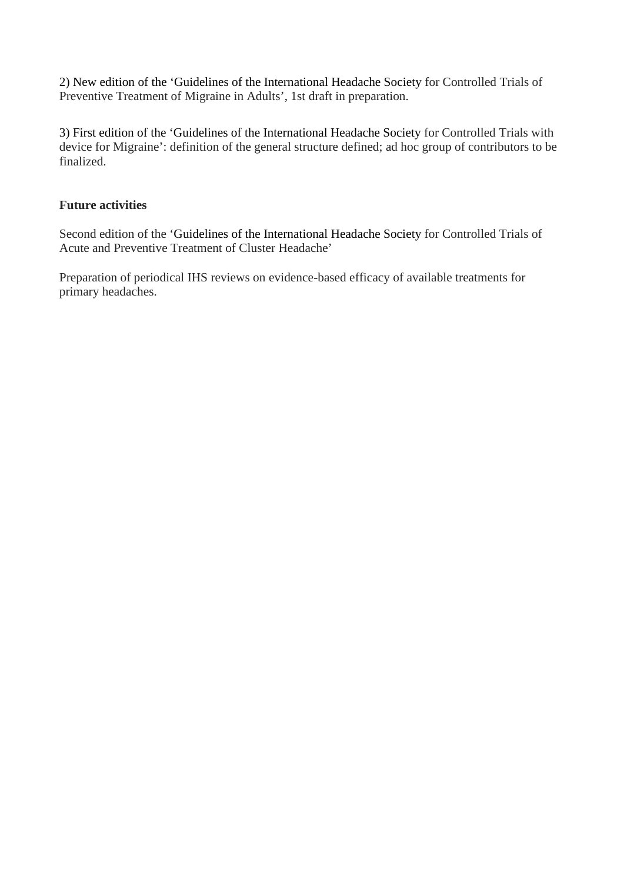2) New edition of the 'Guidelines of the International Headache Society for Controlled Trials of Preventive Treatment of Migraine in Adults', 1st draft in preparation.

3) First edition of the 'Guidelines of the International Headache Society for Controlled Trials with device for Migraine': definition of the general structure defined; ad hoc group of contributors to be finalized.

**Future activities**

Second edition of the 'Guidelines of the International Headache Society for Controlled Trials of Acute and Preventive Treatment of Cluster Headache'

Preparation of periodical IHS reviews on evidence-based efficacy of available treatments for primary headaches.